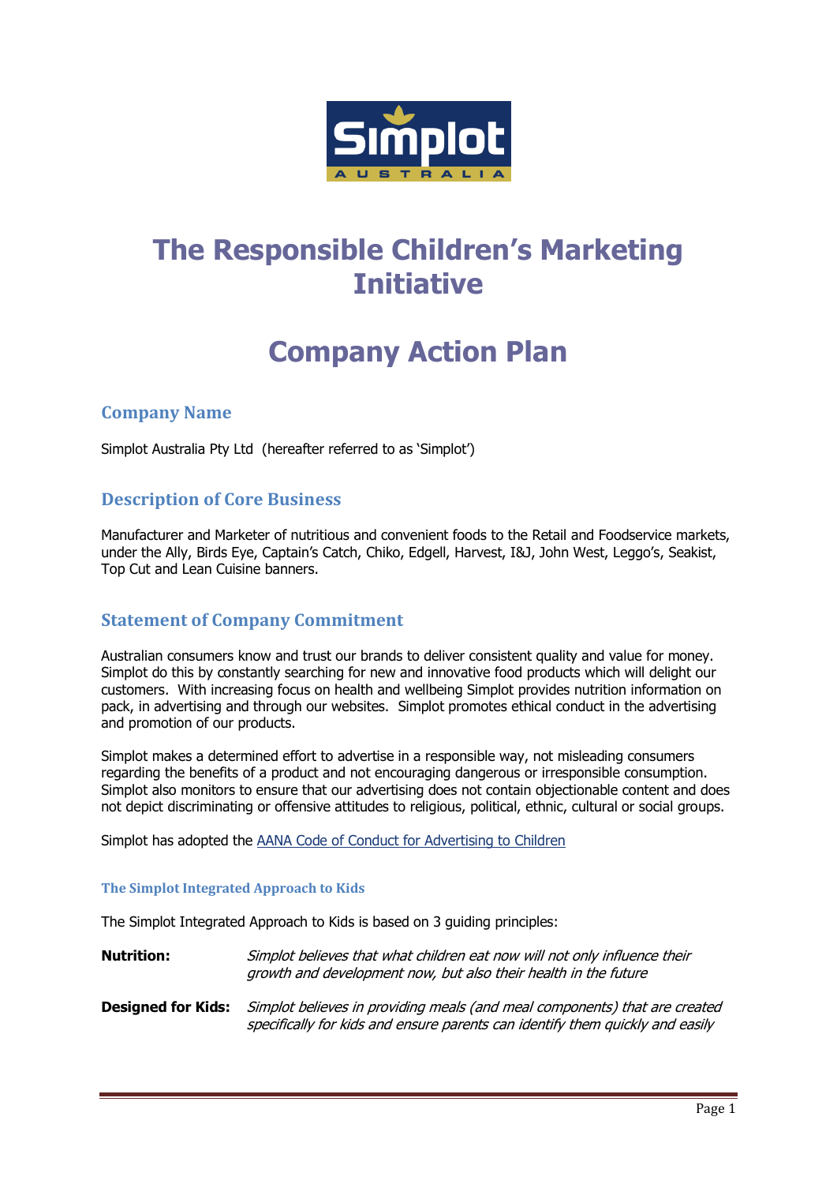# The Responsible Children's Marketing Initiative

# Company Action Plan

## Company Name

Simplot Australia Pty Ltd (hereafter referred to as 'Simplot')

## Description of Core Business

Manufacturer and Marketer of nutritious and convenient foods to the Retail and Foodservice markets, under the Ally, Birds Eye, Captain's Catch, Chiko, Edgell, Harvest, I&J, John West, Leggo's, Seakist, Top Cut and Lean Cuisine banners.

## Statement of Company Commitment

Australian consumers know and trust our brands to deliver consistent quality and value for money. Simplot do this by constantly searching for new and innovative food products which will delight our customers. With increasing focus on health and wellbeing Simplot provides nutrition information on pack, in advertising and through our websites. Simplot promotes ethical conduct in the advertising and promotion of our products.

Simplot makes a determined effort to advertise in a responsible way, not misleading consumers regarding the benefits of a product and not encouraging dangerous or irresponsible consumption. Simplot also monitors to ensure that our advertising does not contain objectionable content and does not depict discriminating or offensive attitudes to religious, political, ethnic, cultural or social groups.

Simplot has adopted the AANA Code of Conduct for Advertising to Children

### The Simplot Integrated Approach to Kids

The Simplot Integrated Approach to Kids is based on 3 guiding principles:

**Nutrition:** *Simplot believes that what children eat now will not only influence their growth and development now, but also their health in the future*

**Designed for Kids:** *Simplot believes in providing meals (and meal components) that are created specifically for kids and ensure parents can identify them quickly and easily*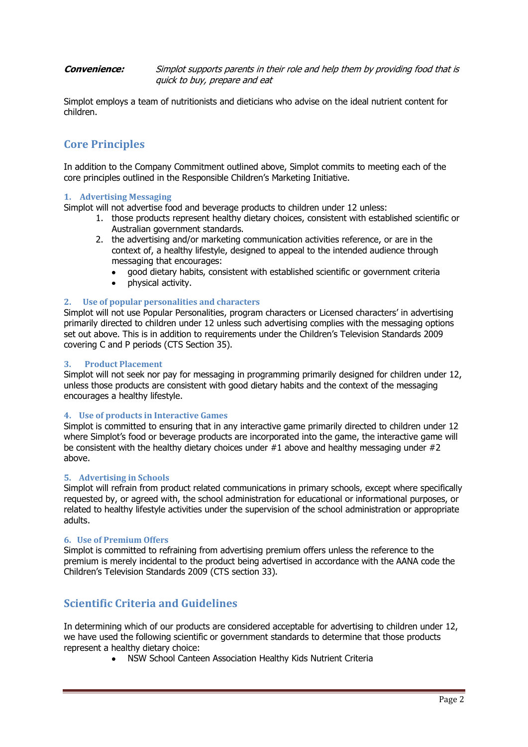**Convenience:** *Simplot supports parents in their role and help them by providing food that is quick to buy, prepare and eat*

Simplot employs a team of nutritionists and dieticians who advise on the ideal nutrient content for children.

## Core Principles

In addition to the Company Commitment outlined above, Simplot commits to meeting each of the core principles outlined in the Responsible Children's Marketing Initiative.

### 1. Advertising Messaging

Simplot will not advertise food and beverage products to children under 12 unless:

1. those products represent healthy dietary choices, consistent with established scientific or Australian government standards.
2. the advertising and/or marketing communication activities reference, or are in the context of, a healthy lifestyle, designed to appeal to the intended audience through messaging that encourages:
   - good dietary habits, consistent with established scientific or government criteria
   - physical activity.

### 2. Use of popular personalities and characters

Simplot will not use Popular Personalities, program characters or Licensed characters' in advertising primarily directed to children under 12 unless such advertising complies with the messaging options set out above. This is in addition to requirements under the Children's Television Standards 2009 covering C and P periods (CTS Section 35).

### 3. Product Placement

Simplot will not seek nor pay for messaging in programming primarily designed for children under 12, unless those products are consistent with good dietary habits and the context of the messaging encourages a healthy lifestyle.

### 4. Use of products in Interactive Games

Simplot is committed to ensuring that in any interactive game primarily directed to children under 12 where Simplot's food or beverage products are incorporated into the game, the interactive game will be consistent with the healthy dietary choices under #1 above and healthy messaging under #2 above.

### 5. Advertising in Schools

Simplot will refrain from product related communications in primary schools, except where specifically requested by, or agreed with, the school administration for educational or informational purposes, or related to healthy lifestyle activities under the supervision of the school administration or appropriate adults.

### 6. Use of Premium Offers

Simplot is committed to refraining from advertising premium offers unless the reference to the premium is merely incidental to the product being advertised in accordance with the AANA code the Children's Television Standards 2009 (CTS section 33).

## Scientific Criteria and Guidelines

In determining which of our products are considered acceptable for advertising to children under 12, we have used the following scientific or government standards to determine that those products represent a healthy dietary choice:

- NSW School Canteen Association Healthy Kids Nutrient Criteria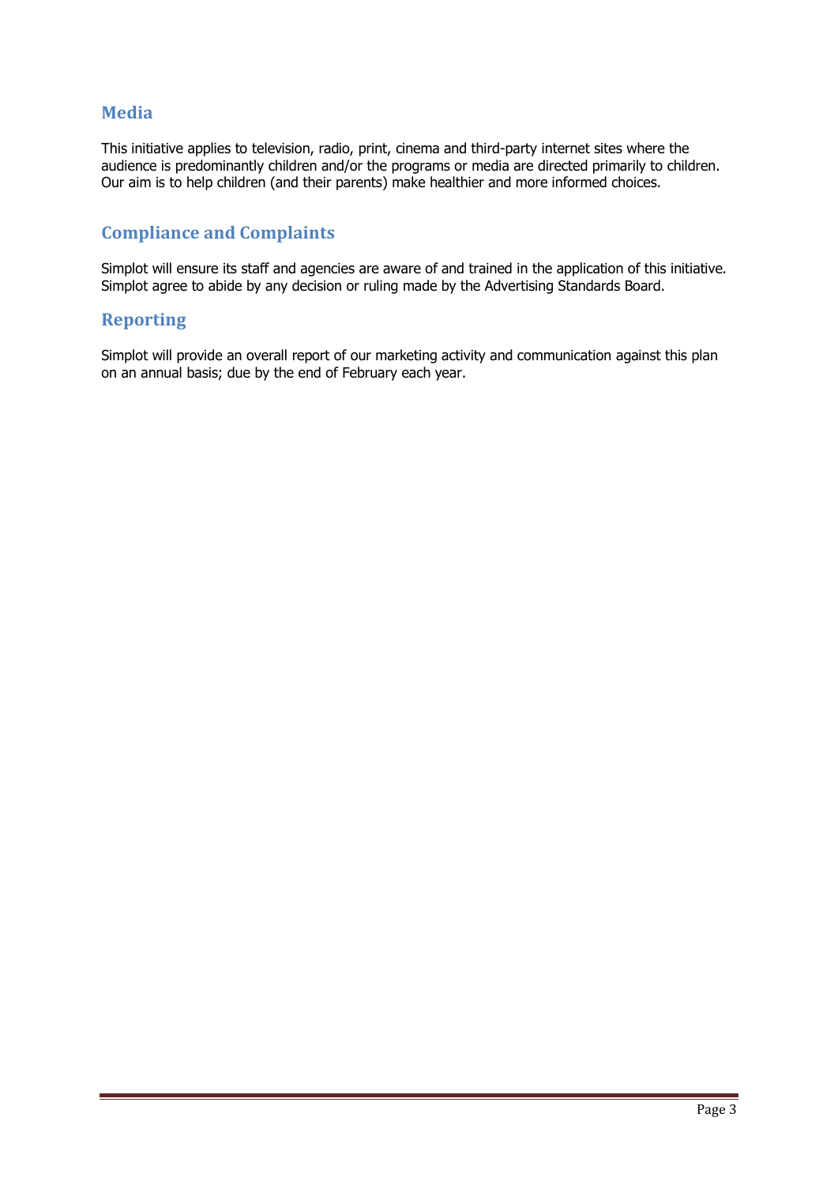## Media

This initiative applies to television, radio, print, cinema and third-party internet sites where the audience is predominantly children and/or the programs or media are directed primarily to children. Our aim is to help children (and their parents) make healthier and more informed choices.

## Compliance and Complaints

Simplot will ensure its staff and agencies are aware of and trained in the application of this initiative. Simplot agree to abide by any decision or ruling made by the Advertising Standards Board.

## Reporting

Simplot will provide an overall report of our marketing activity and communication against this plan on an annual basis; due by the end of February each year.